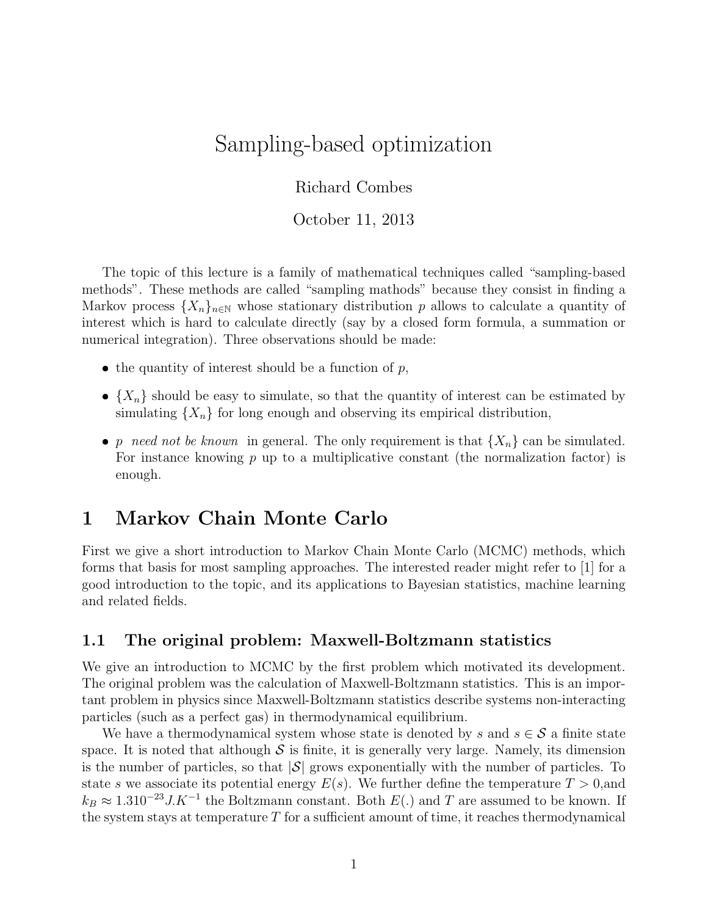# Sampling-based optimization

Richard Combes

October 11, 2013

The topic of this lecture is a family of mathematical techniques called "sampling-based methods". These methods are called "sampling mathods" because they consist in finding a Markov process $\{X_n\}_{n \in \mathbb{N}}$ whose stationary distribution $p$ allows to calculate a quantity of interest which is hard to calculate directly (say by a closed form formula, a summation or numerical integration). Three observations should be made:

- the quantity of interest should be a function of $p$,
- $\{X_n\}$ should be easy to simulate, so that the quantity of interest can be estimated by simulating $\{X_n\}$ for long enough and observing its empirical distribution,
- $p$ *need not be known* in general. The only requirement is that $\{X_n\}$ can be simulated. For instance knowing $p$ up to a multiplicative constant (the normalization factor) is enough.

## 1 Markov Chain Monte Carlo

First we give a short introduction to Markov Chain Monte Carlo (MCMC) methods, which forms that basis for most sampling approaches. The interested reader might refer to [1] for a good introduction to the topic, and its applications to Bayesian statistics, machine learning and related fields.

### 1.1 The original problem: Maxwell-Boltzmann statistics

We give an introduction to MCMC by the first problem which motivated its development. The original problem was the calculation of Maxwell-Boltzmann statistics. This is an important problem in physics since Maxwell-Boltzmann statistics describe systems non-interacting particles (such as a perfect gas) in thermodynamical equilibrium.

We have a thermodynamical system whose state is denoted by $s$ and $s \in \mathcal{S}$ a finite state space. It is noted that although $\mathcal{S}$ is finite, it is generally very large. Namely, its dimension is the number of particles, so that $|\mathcal{S}|$ grows exponentially with the number of particles. To state $s$ we associate its potential energy $E(s)$. We further define the temperature $T > 0$,and $k_B \approx 1.310^{-23} J.K^{-1}$ the Boltzmann constant. Both $E(.)$ and $T$ are assumed to be known. If the system stays at temperature $T$ for a sufficient amount of time, it reaches thermodynamical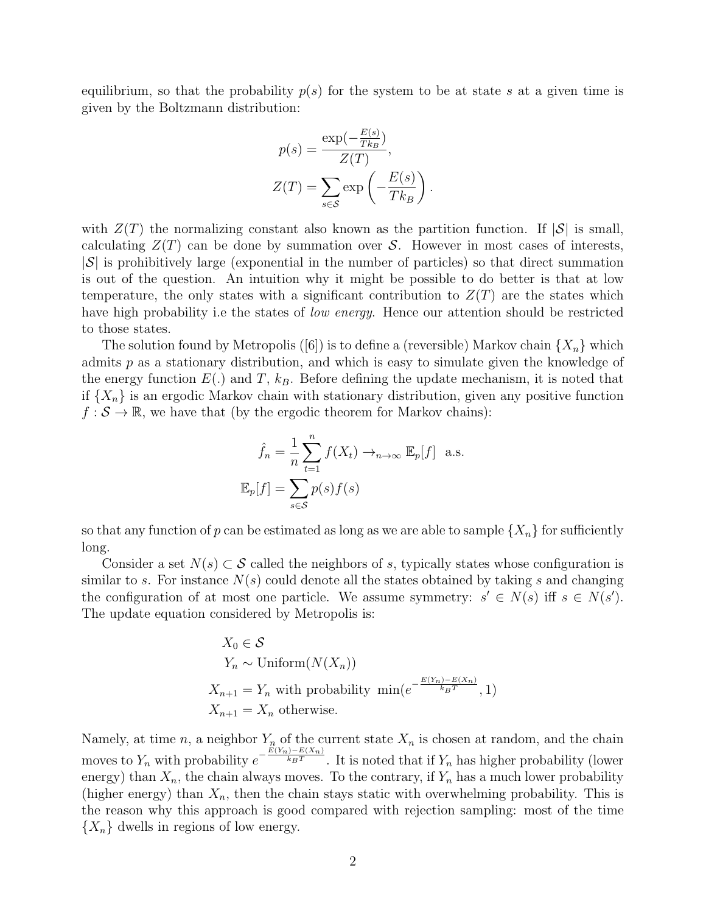equilibrium, so that the probability $p(s)$ for the system to be at state $s$ at a given time is given by the Boltzmann distribution:

$$
\begin{aligned}
p(s) &= \frac{\exp(-\frac{E(s)}{Tk_B})}{Z(T)}, \\
Z(T) &= \sum_{s \in \mathcal{S}} \exp\left(-\frac{E(s)}{Tk_B}\right).
\end{aligned}
$$

with $Z(T)$ the normalizing constant also known as the partition function. If $|\mathcal{S}|$ is small, calculating $Z(T)$ can be done by summation over $\mathcal{S}$. However in most cases of interests, $|\mathcal{S}|$ is prohibitively large (exponential in the number of particles) so that direct summation is out of the question. An intuition why it might be possible to do better is that at low temperature, the only states with a significant contribution to $Z(T)$ are the states which have high probability i.e the states of *low energy*. Hence our attention should be restricted to those states.

The solution found by Metropolis ([6]) is to define a (reversible) Markov chain $\{X_n\}$ which admits $p$ as a stationary distribution, and which is easy to simulate given the knowledge of the energy function $E(.)$ and $T$, $k_B$. Before defining the update mechanism, it is noted that if $\{X_n\}$ is an ergodic Markov chain with stationary distribution, given any positive function $f : \mathcal{S} \to \mathbb{R}$, we have that (by the ergodic theorem for Markov chains):

$$
\begin{aligned}
\hat{f}_n &= \frac{1}{n} \sum_{t=1}^{n} f(X_t) \to_{n \to \infty} \mathbb{E}_p[f] \ \text{ a.s.} \\
\mathbb{E}_p[f] &= \sum_{s \in \mathcal{S}} p(s) f(s)
\end{aligned}
$$

so that any function of $p$ can be estimated as long as we are able to sample $\{X_n\}$ for sufficiently long.

Consider a set $N(s) \subset \mathcal{S}$ called the neighbors of $s$, typically states whose configuration is similar to $s$. For instance $N(s)$ could denote all the states obtained by taking $s$ and changing the configuration of at most one particle. We assume symmetry: $s' \in N(s)$ iff $s \in N(s')$. The update equation considered by Metropolis is:

$$
\begin{aligned}
&X_0 \in \mathcal{S} \\
&Y_n \sim \text{Uniform}(N(X_n)) \\
X_{n+1} &= Y_n \text{ with probability } \min(e^{-\frac{E(Y_n) - E(X_n)}{k_B T}}, 1) \\
X_{n+1} &= X_n \text{ otherwise.}
\end{aligned}
$$

Namely, at time $n$, a neighbor $Y_n$ of the current state $X_n$ is chosen at random, and the chain moves to $Y_n$ with probability $e^{-\frac{E(Y_n) - E(X_n)}{k_B T}}$. It is noted that if $Y_n$ has higher probability (lower energy) than $X_n$, the chain always moves. To the contrary, if $Y_n$ has a much lower probability (higher energy) than $X_n$, then the chain stays static with overwhelming probability. This is the reason why this approach is good compared with rejection sampling: most of the time $\{X_n\}$ dwells in regions of low energy.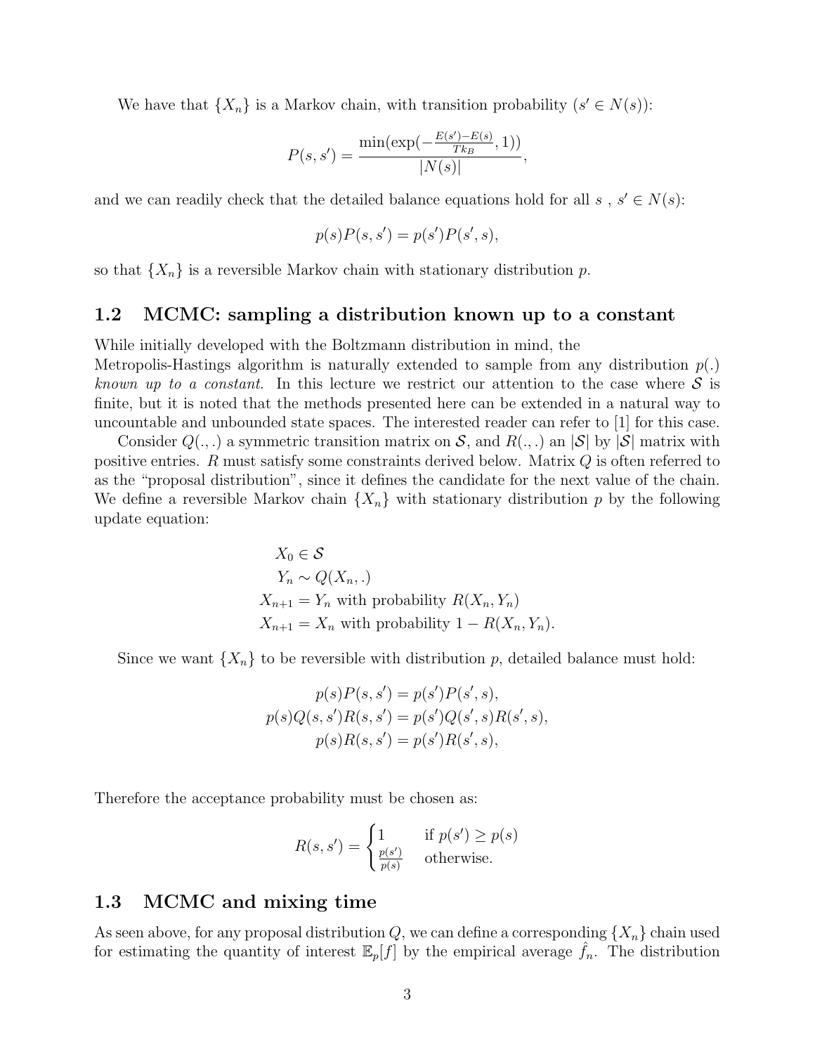We have that $\{X_n\}$ is a Markov chain, with transition probability ($s' \in N(s)$):

$$P(s, s') = \frac{\min(\exp(-\frac{E(s')-E(s)}{Tk_B}, 1))}{|N(s)|},$$

and we can readily check that the detailed balance equations hold for all $s$ , $s' \in N(s)$:

$$p(s)P(s, s') = p(s')P(s', s),$$

so that $\{X_n\}$ is a reversible Markov chain with stationary distribution $p$.

## 1.2 MCMC: sampling a distribution known up to a constant

While initially developed with the Boltzmann distribution in mind, the Metropolis-Hastings algorithm is naturally extended to sample from any distribution $p(.)$ *known up to a constant*. In this lecture we restrict our attention to the case where $\mathcal{S}$ is finite, but it is noted that the methods presented here can be extended in a natural way to uncountable and unbounded state spaces. The interested reader can refer to [1] for this case.

Consider $Q(.,.)$ a symmetric transition matrix on $\mathcal{S}$, and $R(.,.)$ an $|\mathcal{S}|$ by $|\mathcal{S}|$ matrix with positive entries. $R$ must satisfy some constraints derived below. Matrix $Q$ is often referred to as the "proposal distribution", since it defines the candidate for the next value of the chain. We define a reversible Markov chain $\{X_n\}$ with stationary distribution $p$ by the following update equation:

$$\begin{aligned}
X_0 &\in \mathcal{S} \\
Y_n &\sim Q(X_n, .) \\
X_{n+1} &= Y_n \text{ with probability } R(X_n, Y_n) \\
X_{n+1} &= X_n \text{ with probability } 1 - R(X_n, Y_n).
\end{aligned}$$

Since we want $\{X_n\}$ to be reversible with distribution $p$, detailed balance must hold:

$$\begin{aligned}
p(s)P(s, s') &= p(s')P(s', s), \\
p(s)Q(s, s')R(s, s') &= p(s')Q(s', s)R(s', s), \\
p(s)R(s, s') &= p(s')R(s', s),
\end{aligned}$$

Therefore the acceptance probability must be chosen as:

$$R(s, s') = \begin{cases} 1 & \text{if } p(s') \geq p(s) \\ \frac{p(s')}{p(s)} & \text{otherwise.} \end{cases}$$

## 1.3 MCMC and mixing time

As seen above, for any proposal distribution $Q$, we can define a corresponding $\{X_n\}$ chain used for estimating the quantity of interest $\mathbb{E}_p[f]$ by the empirical average $\hat{f}_n$. The distribution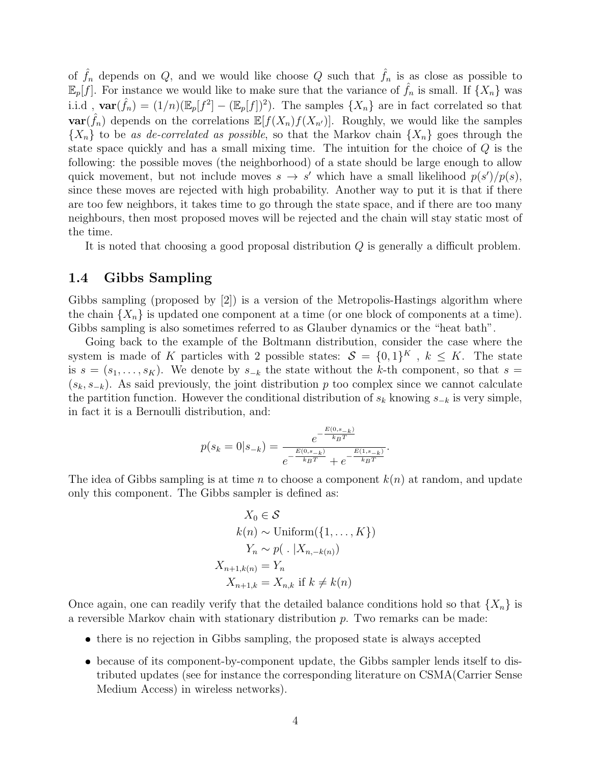of $\hat{f}_n$ depends on $Q$, and we would like choose $Q$ such that $\hat{f}_n$ is as close as possible to $\mathbb{E}_p[f]$. For instance we would like to make sure that the variance of $\hat{f}_n$ is small. If $\{X_n\}$ was i.i.d , $\mathbf{var}(\hat{f}_n) = (1/n)(\mathbb{E}_p[f^2] - (\mathbb{E}_p[f])^2)$. The samples $\{X_n\}$ are in fact correlated so that $\mathbf{var}(\hat{f}_n)$ depends on the correlations $\mathbb{E}[f(X_n)f(X_{n'})]$. Roughly, we would like the samples $\{X_n\}$ to be *as de-correlated as possible*, so that the Markov chain $\{X_n\}$ goes through the state space quickly and has a small mixing time. The intuition for the choice of $Q$ is the following: the possible moves (the neighborhood) of a state should be large enough to allow quick movement, but not include moves $s \to s'$ which have a small likelihood $p(s')/p(s)$, since these moves are rejected with high probability. Another way to put it is that if there are too few neighbors, it takes time to go through the state space, and if there are too many neighbours, then most proposed moves will be rejected and the chain will stay static most of the time.

It is noted that choosing a good proposal distribution $Q$ is generally a difficult problem.

## 1.4 Gibbs Sampling

Gibbs sampling (proposed by [2]) is a version of the Metropolis-Hastings algorithm where the chain $\{X_n\}$ is updated one component at a time (or one block of components at a time). Gibbs sampling is also sometimes referred to as Glauber dynamics or the "heat bath".

Going back to the example of the Boltmann distribution, consider the case where the system is made of $K$ particles with 2 possible states: $\mathcal{S} = \{0,1\}^K$ , $k \leq K$. The state is $s = (s_1, \ldots, s_K)$. We denote by $s_{-k}$ the state without the $k$-th component, so that $s = (s_k, s_{-k})$. As said previously, the joint distribution $p$ too complex since we cannot calculate the partition function. However the conditional distribution of $s_k$ knowing $s_{-k}$ is very simple, in fact it is a Bernoulli distribution, and:

$$p(s_k = 0|s_{-k}) = \frac{e^{-\frac{E(0,s_{-k})}{k_B T}}}{e^{-\frac{E(0,s_{-k})}{k_B T}} + e^{-\frac{E(1,s_{-k})}{k_B T}}}.$$

The idea of Gibbs sampling is at time $n$ to choose a component $k(n)$ at random, and update only this component. The Gibbs sampler is defined as:

$$\begin{aligned}
X_0 &\in \mathcal{S} \\
k(n) &\sim \text{Uniform}(\{1, \ldots, K\}) \\
Y_n &\sim p(\ .\ |X_{n,-k(n)}) \\
X_{n+1,k(n)} &= Y_n \\
X_{n+1,k} &= X_{n,k} \text{ if } k \neq k(n)
\end{aligned}$$

Once again, one can readily verify that the detailed balance conditions hold so that $\{X_n\}$ is a reversible Markov chain with stationary distribution $p$. Two remarks can be made:

- there is no rejection in Gibbs sampling, the proposed state is always accepted
- because of its component-by-component update, the Gibbs sampler lends itself to distributed updates (see for instance the corresponding literature on CSMA(Carrier Sense Medium Access) in wireless networks).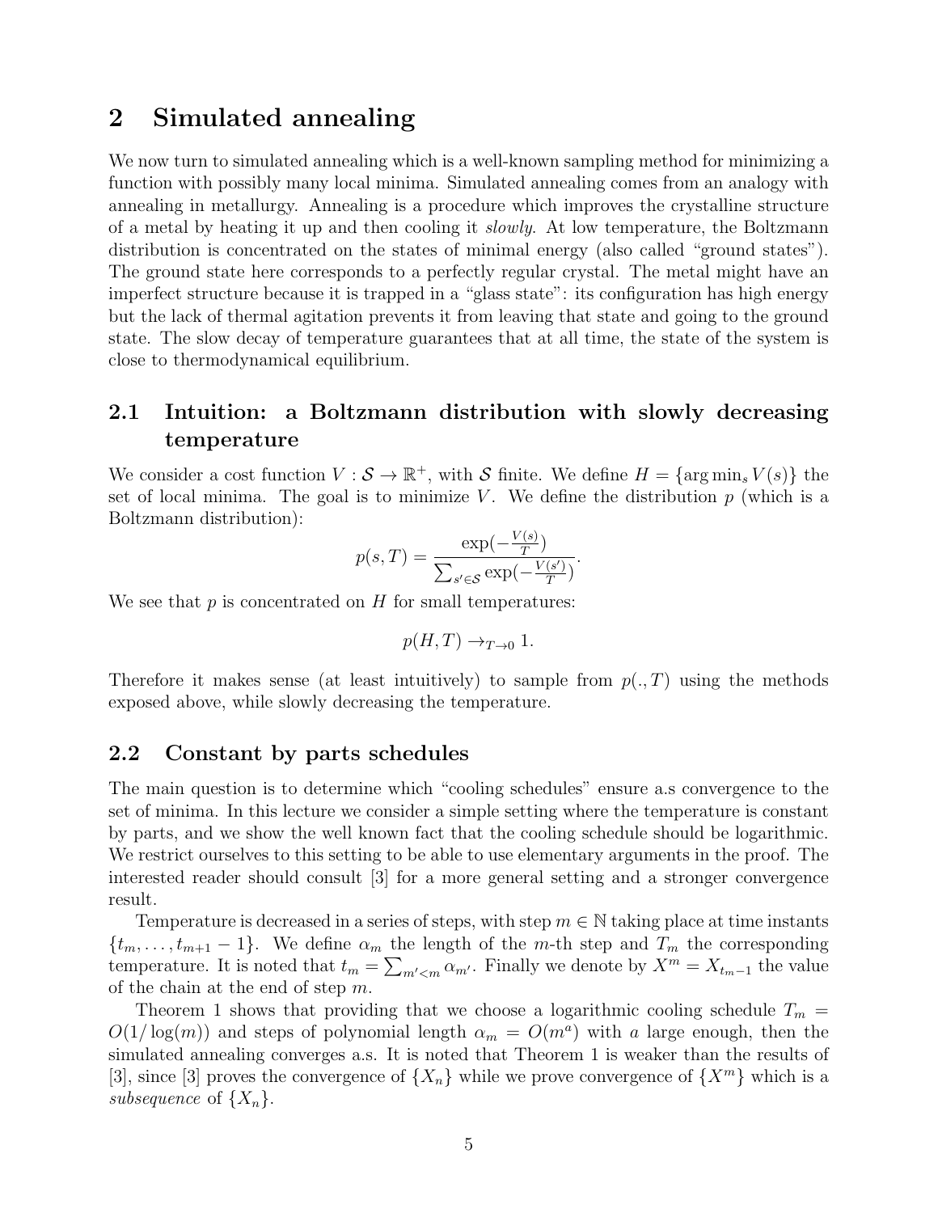## 2 Simulated annealing

We now turn to simulated annealing which is a well-known sampling method for minimizing a function with possibly many local minima. Simulated annealing comes from an analogy with annealing in metallurgy. Annealing is a procedure which improves the crystalline structure of a metal by heating it up and then cooling it *slowly*. At low temperature, the Boltzmann distribution is concentrated on the states of minimal energy (also called "ground states"). The ground state here corresponds to a perfectly regular crystal. The metal might have an imperfect structure because it is trapped in a "glass state": its configuration has high energy but the lack of thermal agitation prevents it from leaving that state and going to the ground state. The slow decay of temperature guarantees that at all time, the state of the system is close to thermodynamical equilibrium.

### 2.1 Intuition: a Boltzmann distribution with slowly decreasing temperature

We consider a cost function $V : \mathcal{S} \to \mathbb{R}^+$, with $\mathcal{S}$ finite. We define $H = \{\arg\min_s V(s)\}$ the set of local minima. The goal is to minimize $V$. We define the distribution $p$ (which is a Boltzmann distribution):

$$p(s, T) = \frac{\exp(-\frac{V(s)}{T})}{\sum_{s' \in \mathcal{S}} \exp(-\frac{V(s')}{T})}.$$

We see that $p$ is concentrated on $H$ for small temperatures:

$$p(H, T) \to_{T \to 0} 1.$$

Therefore it makes sense (at least intuitively) to sample from $p(., T)$ using the methods exposed above, while slowly decreasing the temperature.

### 2.2 Constant by parts schedules

The main question is to determine which "cooling schedules" ensure a.s convergence to the set of minima. In this lecture we consider a simple setting where the temperature is constant by parts, and we show the well known fact that the cooling schedule should be logarithmic. We restrict ourselves to this setting to be able to use elementary arguments in the proof. The interested reader should consult [3] for a more general setting and a stronger convergence result.

Temperature is decreased in a series of steps, with step $m \in \mathbb{N}$ taking place at time instants $\{t_m, \dots, t_{m+1} - 1\}$. We define $\alpha_m$ the length of the $m$-th step and $T_m$ the corresponding temperature. It is noted that $t_m = \sum_{m' < m} \alpha_{m'}$. Finally we denote by $X^m = X_{t_m - 1}$ the value of the chain at the end of step $m$.

Theorem 1 shows that providing that we choose a logarithmic cooling schedule $T_m = O(1/\log(m))$ and steps of polynomial length $\alpha_m = O(m^a)$ with $a$ large enough, then the simulated annealing converges a.s. It is noted that Theorem 1 is weaker than the results of [3], since [3] proves the convergence of $\{X_n\}$ while we prove convergence of $\{X^m\}$ which is a *subsequence* of $\{X_n\}$.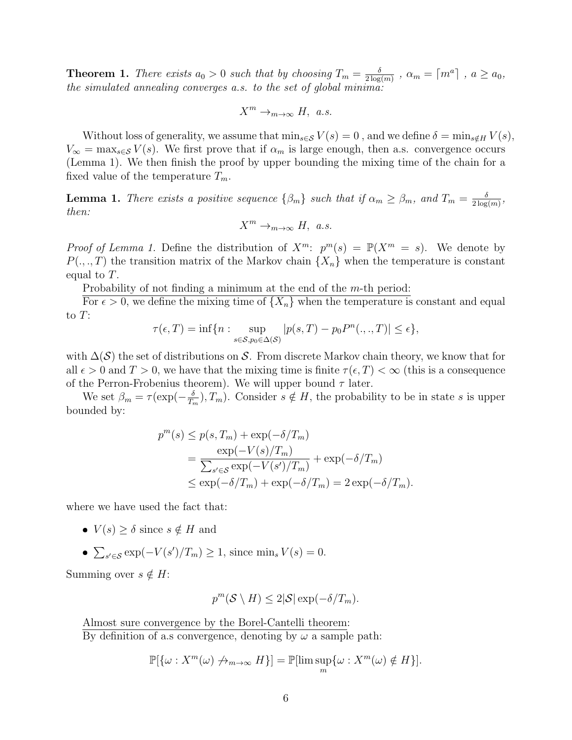**Theorem 1.** *There exists $a_0 > 0$ such that by choosing $T_m = \frac{\delta}{2\log(m)}$ , $\alpha_m = \lceil m^a \rceil$ , $a \geq a_0$, the simulated annealing converges a.s. to the set of global minima:*

$$X^m \to_{m\to\infty} H, \ \ a.s.$$

Without loss of generality, we assume that $\min_{s\in\mathcal{S}} V(s) = 0$ , and we define $\delta = \min_{s\notin H} V(s)$, $V_\infty = \max_{s\in\mathcal{S}} V(s)$. We first prove that if $\alpha_m$ is large enough, then a.s. convergence occurs (Lemma 1). We then finish the proof by upper bounding the mixing time of the chain for a fixed value of the temperature $T_m$.

**Lemma 1.** *There exists a positive sequence $\{\beta_m\}$ such that if $\alpha_m \geq \beta_m$, and $T_m = \frac{\delta}{2\log(m)}$, then:*

$$X^m \to_{m\to\infty} H, \ \ a.s.$$

*Proof of Lemma 1.* Define the distribution of $X^m$: $p^m(s) = \mathbb{P}(X^m = s)$. We denote by $P(.,.,T)$ the transition matrix of the Markov chain $\{X_n\}$ when the temperature is constant equal to $T$.

Probability of not finding a minimum at the end of the $m$-th period:
For $\epsilon > 0$, we define the mixing time of $\{X_n\}$ when the temperature is constant and equal to $T$:

$$\tau(\epsilon, T) = \inf\{n : \sup_{s\in\mathcal{S}, p_0\in\Delta(\mathcal{S})} |p(s,T) - p_0 P^n(.,.,T)| \leq \epsilon\},$$

with $\Delta(\mathcal{S})$ the set of distributions on $\mathcal{S}$. From discrete Markov chain theory, we know that for all $\epsilon > 0$ and $T > 0$, we have that the mixing time is finite $\tau(\epsilon, T) < \infty$ (this is a consequence of the Perron-Frobenius theorem). We will upper bound $\tau$ later.

We set $\beta_m = \tau(\exp(-\frac{\delta}{T_m}), T_m)$. Consider $s \notin H$, the probability to be in state $s$ is upper bounded by:

$$\begin{aligned}
p^m(s) &\leq p(s, T_m) + \exp(-\delta/T_m) \\
&= \frac{\exp(-V(s)/T_m)}{\sum_{s'\in\mathcal{S}} \exp(-V(s')/T_m)} + \exp(-\delta/T_m) \\
&\leq \exp(-\delta/T_m) + \exp(-\delta/T_m) = 2\exp(-\delta/T_m).
\end{aligned}$$

where we have used the fact that:

- $V(s) \geq \delta$ since $s \notin H$ and
- $\sum_{s'\in\mathcal{S}} \exp(-V(s')/T_m) \geq 1$, since $\min_s V(s) = 0$.

Summing over $s \notin H$:

$$p^m(\mathcal{S} \setminus H) \leq 2|\mathcal{S}| \exp(-\delta/T_m).$$

Almost sure convergence by the Borel-Cantelli theorem:
By definition of a.s convergence, denoting by $\omega$ a sample path:

$$\mathbb{P}[\{\omega : X^m(\omega) \not\to_{m\to\infty} H\}] = \mathbb{P}[\limsup_m \{\omega : X^m(\omega) \notin H\}].$$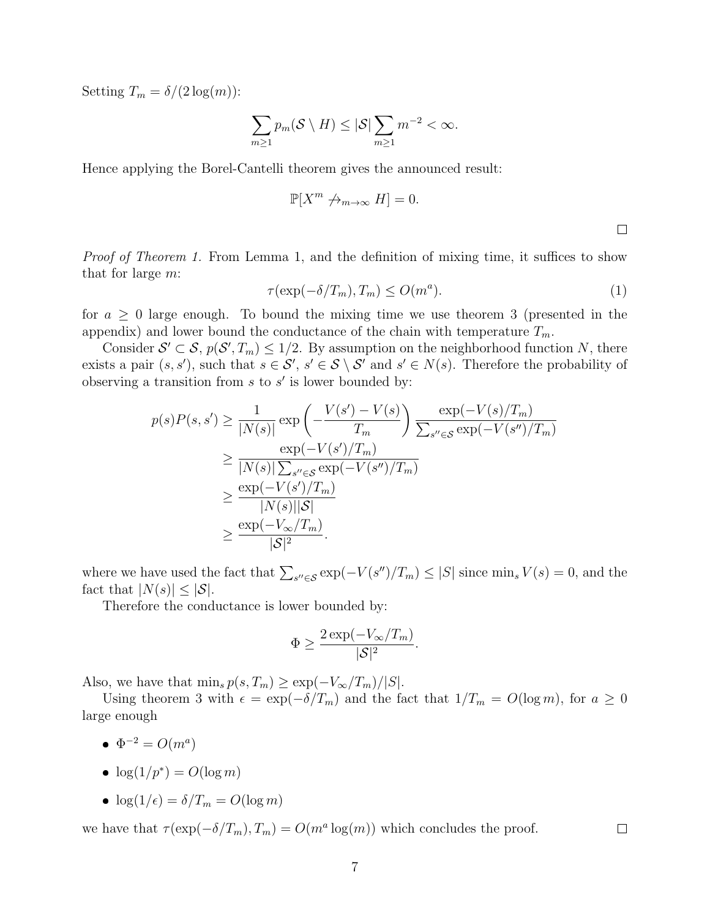Setting $T_m = \delta/(2\log(m))$:

$$\sum_{m\geq 1} p_m(\mathcal{S}\setminus H) \leq |\mathcal{S}| \sum_{m\geq 1} m^{-2} < \infty.$$

Hence applying the Borel-Cantelli theorem gives the announced result:

$$\mathbb{P}[X^m \not\to_{m\to\infty} H] = 0.$$

□

*Proof of Theorem 1.* From Lemma 1, and the definition of mixing time, it suffices to show that for large $m$:

$$\tau(\exp(-\delta/T_m), T_m) \leq O(m^a). \tag{1}$$

for $a \geq 0$ large enough. To bound the mixing time we use theorem 3 (presented in the appendix) and lower bound the conductance of the chain with temperature $T_m$.

Consider $\mathcal{S}' \subset \mathcal{S}$, $p(\mathcal{S}', T_m) \leq 1/2$. By assumption on the neighborhood function $N$, there exists a pair $(s, s')$, such that $s \in \mathcal{S}'$, $s' \in \mathcal{S}\setminus\mathcal{S}'$ and $s' \in N(s)$. Therefore the probability of observing a transition from $s$ to $s'$ is lower bounded by:

$$\begin{aligned}
p(s)P(s,s') &\geq \frac{1}{|N(s)|}\exp\left(-\frac{V(s')-V(s)}{T_m}\right)\frac{\exp(-V(s)/T_m)}{\sum_{s''\in\mathcal{S}}\exp(-V(s'')/T_m)} \\
&\geq \frac{\exp(-V(s')/T_m)}{|N(s)|\sum_{s''\in\mathcal{S}}\exp(-V(s'')/T_m)} \\
&\geq \frac{\exp(-V(s')/T_m)}{|N(s)||\mathcal{S}|} \\
&\geq \frac{\exp(-V_\infty/T_m)}{|\mathcal{S}|^2}.
\end{aligned}$$

where we have used the fact that $\sum_{s''\in\mathcal{S}}\exp(-V(s'')/T_m) \leq |S|$ since $\min_s V(s) = 0$, and the fact that $|N(s)| \leq |\mathcal{S}|$.

Therefore the conductance is lower bounded by:

$$\Phi \geq \frac{2\exp(-V_\infty/T_m)}{|\mathcal{S}|^2}.$$

Also, we have that $\min_s p(s, T_m) \geq \exp(-V_\infty/T_m)/|S|$.

Using theorem 3 with $\epsilon = \exp(-\delta/T_m)$ and the fact that $1/T_m = O(\log m)$, for $a \geq 0$ large enough

- $\Phi^{-2} = O(m^a)$
- $\log(1/p^*) = O(\log m)$
- $\log(1/\epsilon) = \delta/T_m = O(\log m)$

we have that $\tau(\exp(-\delta/T_m), T_m) = O(m^a \log(m))$ which concludes the proof. □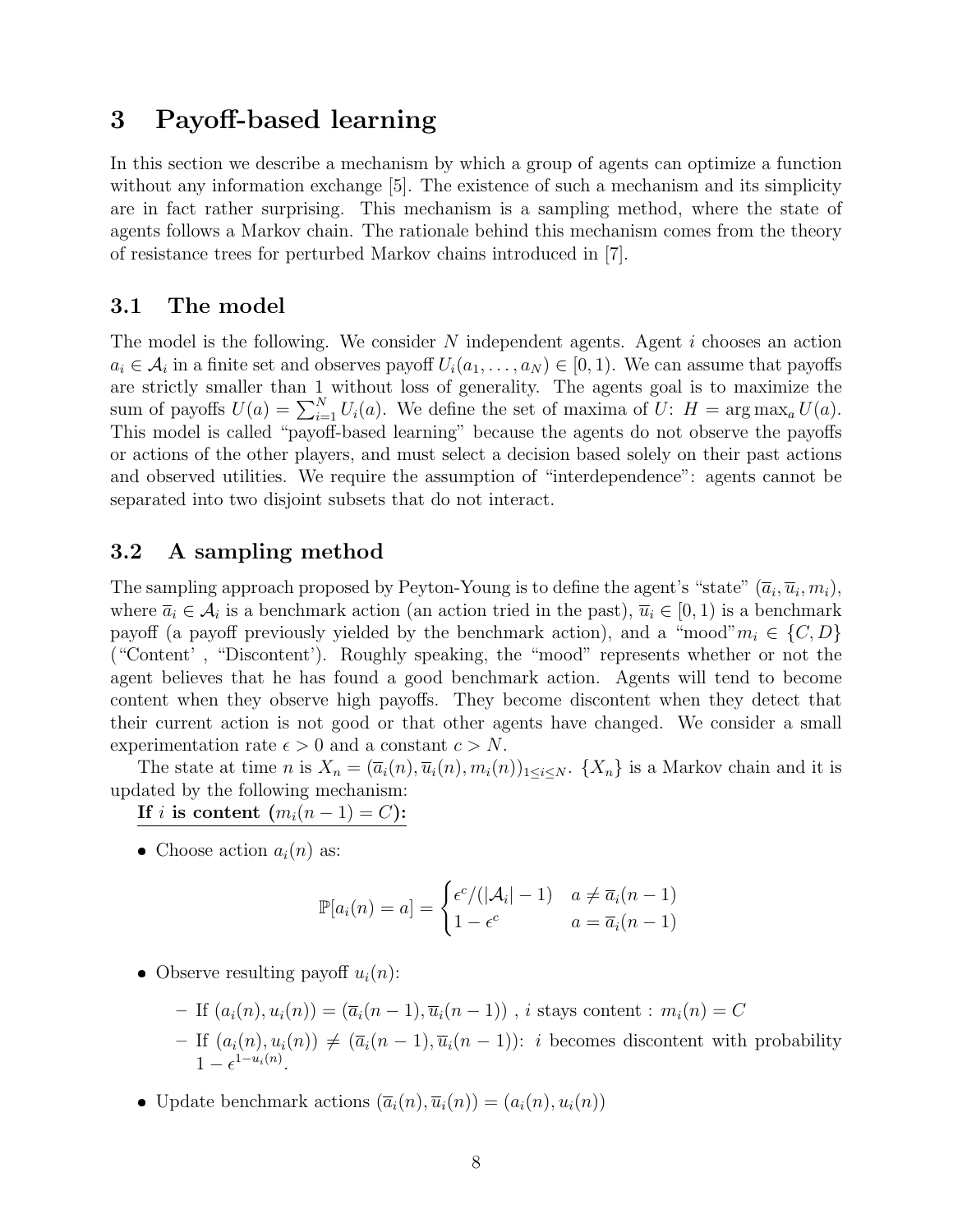# 3 Payoff-based learning

In this section we describe a mechanism by which a group of agents can optimize a function without any information exchange [5]. The existence of such a mechanism and its simplicity are in fact rather surprising. This mechanism is a sampling method, where the state of agents follows a Markov chain. The rationale behind this mechanism comes from the theory of resistance trees for perturbed Markov chains introduced in [7].

## 3.1 The model

The model is the following. We consider $N$ independent agents. Agent $i$ chooses an action $a_i \in \mathcal{A}_i$ in a finite set and observes payoff $U_i(a_1, \dots, a_N) \in [0, 1)$. We can assume that payoffs are strictly smaller than 1 without loss of generality. The agents goal is to maximize the sum of payoffs $U(a) = \sum_{i=1}^{N} U_i(a)$. We define the set of maxima of $U$: $H = \arg\max_a U(a)$. This model is called "payoff-based learning" because the agents do not observe the payoffs or actions of the other players, and must select a decision based solely on their past actions and observed utilities. We require the assumption of "interdependence": agents cannot be separated into two disjoint subsets that do not interact.

## 3.2 A sampling method

The sampling approach proposed by Peyton-Young is to define the agent's "state" $(\overline{a}_i, \overline{u}_i, m_i)$, where $\overline{a}_i \in \mathcal{A}_i$ is a benchmark action (an action tried in the past), $\overline{u}_i \in [0, 1)$ is a benchmark payoff (a payoff previously yielded by the benchmark action), and a "mood" $m_i \in \{C, D\}$ ("Content' , "Discontent'). Roughly speaking, the "mood" represents whether or not the agent believes that he has found a good benchmark action. Agents will tend to become content when they observe high payoffs. They become discontent when they detect that their current action is not good or that other agents have changed. We consider a small experimentation rate $\epsilon > 0$ and a constant $c > N$.

The state at time $n$ is $X_n = (\overline{a}_i(n), \overline{u}_i(n), m_i(n))_{1 \le i \le N}$. $\{X_n\}$ is a Markov chain and it is updated by the following mechanism:

**If $i$ is content ($m_i(n-1) = C$):**

- Choose action $a_i(n)$ as:

$$\mathbb{P}[a_i(n) = a] = \begin{cases} \epsilon^c / (|\mathcal{A}_i| - 1) & a \neq \overline{a}_i(n-1) \\ 1 - \epsilon^c & a = \overline{a}_i(n-1) \end{cases}$$

- Observe resulting payoff $u_i(n)$:
  - If $(a_i(n), u_i(n)) = (\overline{a}_i(n-1), \overline{u}_i(n-1))$ , $i$ stays content : $m_i(n) = C$
  - If $(a_i(n), u_i(n)) \neq (\overline{a}_i(n-1), \overline{u}_i(n-1))$: $i$ becomes discontent with probability $1 - \epsilon^{1 - u_i(n)}$.
- Update benchmark actions $(\overline{a}_i(n), \overline{u}_i(n)) = (a_i(n), u_i(n))$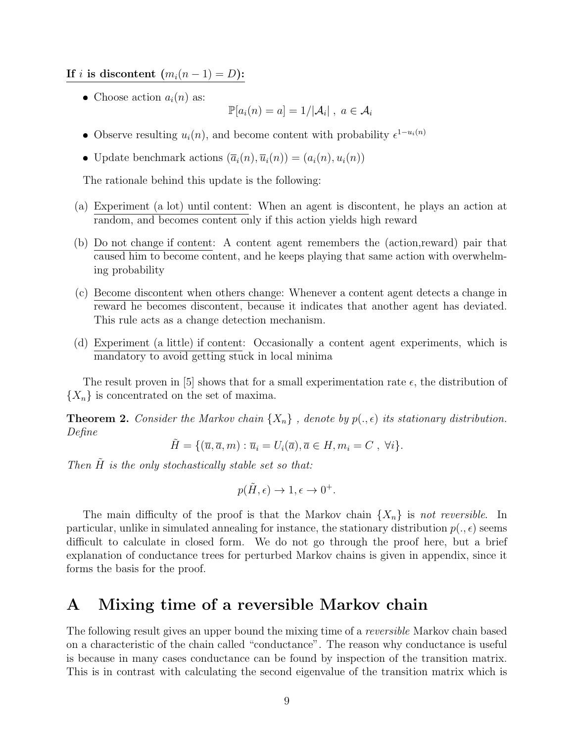**If $i$ is discontent ($m_i(n-1) = D$):**

- Choose action $a_i(n)$ as:

$$\mathbb{P}[a_i(n) = a] = 1/|\mathcal{A}_i| \ , \ a \in \mathcal{A}_i$$

- Observe resulting $u_i(n)$, and become content with probability $\epsilon^{1-u_i(n)}$
- Update benchmark actions $(\overline{a}_i(n), \overline{u}_i(n)) = (a_i(n), u_i(n))$

The rationale behind this update is the following:

(a) Experiment (a lot) until content: When an agent is discontent, he plays an action at random, and becomes content only if this action yields high reward

(b) Do not change if content: A content agent remembers the (action,reward) pair that caused him to become content, and he keeps playing that same action with overwhelming probability

(c) Become discontent when others change: Whenever a content agent detects a change in reward he becomes discontent, because it indicates that another agent has deviated. This rule acts as a change detection mechanism.

(d) Experiment (a little) if content: Occasionally a content agent experiments, which is mandatory to avoid getting stuck in local minima

The result proven in [5] shows that for a small experimentation rate $\epsilon$, the distribution of $\{X_n\}$ is concentrated on the set of maxima.

**Theorem 2.** *Consider the Markov chain $\{X_n\}$ , denote by $p(., \epsilon)$ its stationary distribution. Define*

$$\tilde{H} = \{(\overline{u}, \overline{a}, m) : \overline{u}_i = U_i(\overline{a}), \overline{a} \in H, m_i = C \ , \ \forall i\}.$$

*Then $\tilde{H}$ is the only stochastically stable set so that:*

$$p(\tilde{H}, \epsilon) \to 1, \epsilon \to 0^+.$$

The main difficulty of the proof is that the Markov chain $\{X_n\}$ is *not reversible*. In particular, unlike in simulated annealing for instance, the stationary distribution $p(., \epsilon)$ seems difficult to calculate in closed form. We do not go through the proof here, but a brief explanation of conductance trees for perturbed Markov chains is given in appendix, since it forms the basis for the proof.

# A Mixing time of a reversible Markov chain

The following result gives an upper bound the mixing time of a *reversible* Markov chain based on a characteristic of the chain called "conductance". The reason why conductance is useful is because in many cases conductance can be found by inspection of the transition matrix. This is in contrast with calculating the second eigenvalue of the transition matrix which is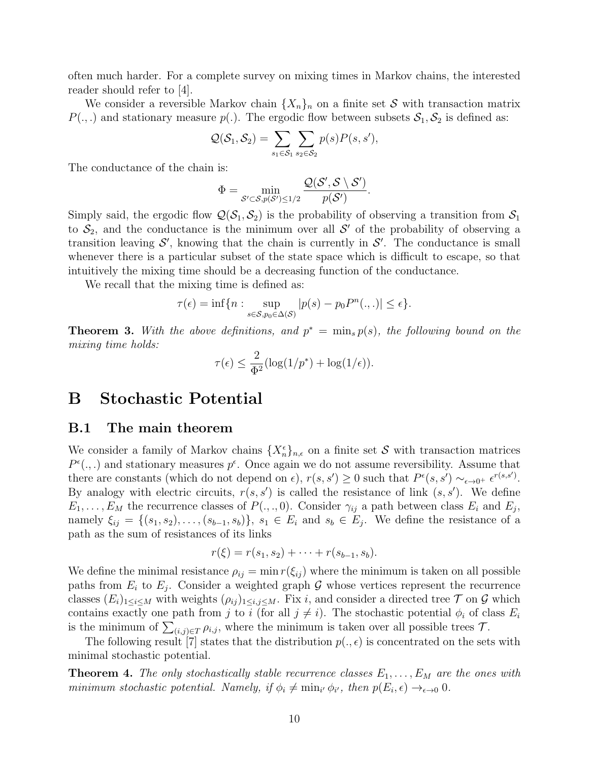often much harder. For a complete survey on mixing times in Markov chains, the interested reader should refer to [4].

We consider a reversible Markov chain $\{X_n\}_n$ on a finite set $\mathcal{S}$ with transaction matrix $P(.,.)$ and stationary measure $p(.)$. The ergodic flow between subsets $\mathcal{S}_1, \mathcal{S}_2$ is defined as:

$$\mathcal{Q}(\mathcal{S}_1, \mathcal{S}_2) = \sum_{s_1 \in \mathcal{S}_1} \sum_{s_2 \in \mathcal{S}_2} p(s) P(s, s'),$$

The conductance of the chain is:

$$\Phi = \min_{\mathcal{S}' \subset \mathcal{S}, p(\mathcal{S}') \leq 1/2} \frac{\mathcal{Q}(\mathcal{S}', \mathcal{S} \setminus \mathcal{S}')}{p(\mathcal{S}')}.$$

Simply said, the ergodic flow $\mathcal{Q}(\mathcal{S}_1, \mathcal{S}_2)$ is the probability of observing a transition from $\mathcal{S}_1$ to $\mathcal{S}_2$, and the conductance is the minimum over all $\mathcal{S}'$ of the probability of observing a transition leaving $\mathcal{S}'$, knowing that the chain is currently in $\mathcal{S}'$. The conductance is small whenever there is a particular subset of the state space which is difficult to escape, so that intuitively the mixing time should be a decreasing function of the conductance.

We recall that the mixing time is defined as:

$$\tau(\epsilon) = \inf\{n : \sup_{s \in \mathcal{S}, p_0 \in \Delta(\mathcal{S})} |p(s) - p_0 P^n(.,.)| \leq \epsilon\}.$$

**Theorem 3.** *With the above definitions, and $p^* = \min_s p(s)$, the following bound on the mixing time holds:*

$$\tau(\epsilon) \leq \frac{2}{\Phi^2}(\log(1/p^*) + \log(1/\epsilon)).$$

# B Stochastic Potential

## B.1 The main theorem

We consider a family of Markov chains $\{X_n^\epsilon\}_{n,\epsilon}$ on a finite set $\mathcal{S}$ with transaction matrices $P^\epsilon(.,.)$ and stationary measures $p^\epsilon$. Once again we do not assume reversibility. Assume that there are constants (which do not depend on $\epsilon$), $r(s,s') \geq 0$ such that $P^\epsilon(s,s') \sim_{\epsilon \to 0^+} \epsilon^{r(s,s')}$. By analogy with electric circuits, $r(s,s')$ is called the resistance of link $(s,s')$. We define $E_1, \ldots, E_M$ the recurrence classes of $P(.,.,0)$. Consider $\gamma_{ij}$ a path between class $E_i$ and $E_j$, namely $\xi_{ij} = \{(s_1, s_2), \ldots, (s_{b-1}, s_b)\}$, $s_1 \in E_i$ and $s_b \in E_j$. We define the resistance of a path as the sum of resistances of its links

$$r(\xi) = r(s_1, s_2) + \cdots + r(s_{b-1}, s_b).$$

We define the minimal resistance $\rho_{ij} = \min r(\xi_{ij})$ where the minimum is taken on all possible paths from $E_i$ to $E_j$. Consider a weighted graph $\mathcal{G}$ whose vertices represent the recurrence classes $(E_i)_{1 \leq i \leq M}$ with weights $(\rho_{ij})_{1 \leq i,j \leq M}$. Fix $i$, and consider a directed tree $\mathcal{T}$ on $\mathcal{G}$ which contains exactly one path from $j$ to $i$ (for all $j \neq i$). The stochastic potential $\phi_i$ of class $E_i$ is the minimum of $\sum_{(i,j) \in T} \rho_{i,j}$, where the minimum is taken over all possible trees $\mathcal{T}$.

The following result [7] states that the distribution $p(.,\epsilon)$ is concentrated on the sets with minimal stochastic potential.

**Theorem 4.** *The only stochastically stable recurrence classes $E_1, \ldots, E_M$ are the ones with minimum stochastic potential. Namely, if $\phi_i \neq \min_{i'} \phi_{i'}$, then $p(E_i, \epsilon) \to_{\epsilon \to 0} 0$.*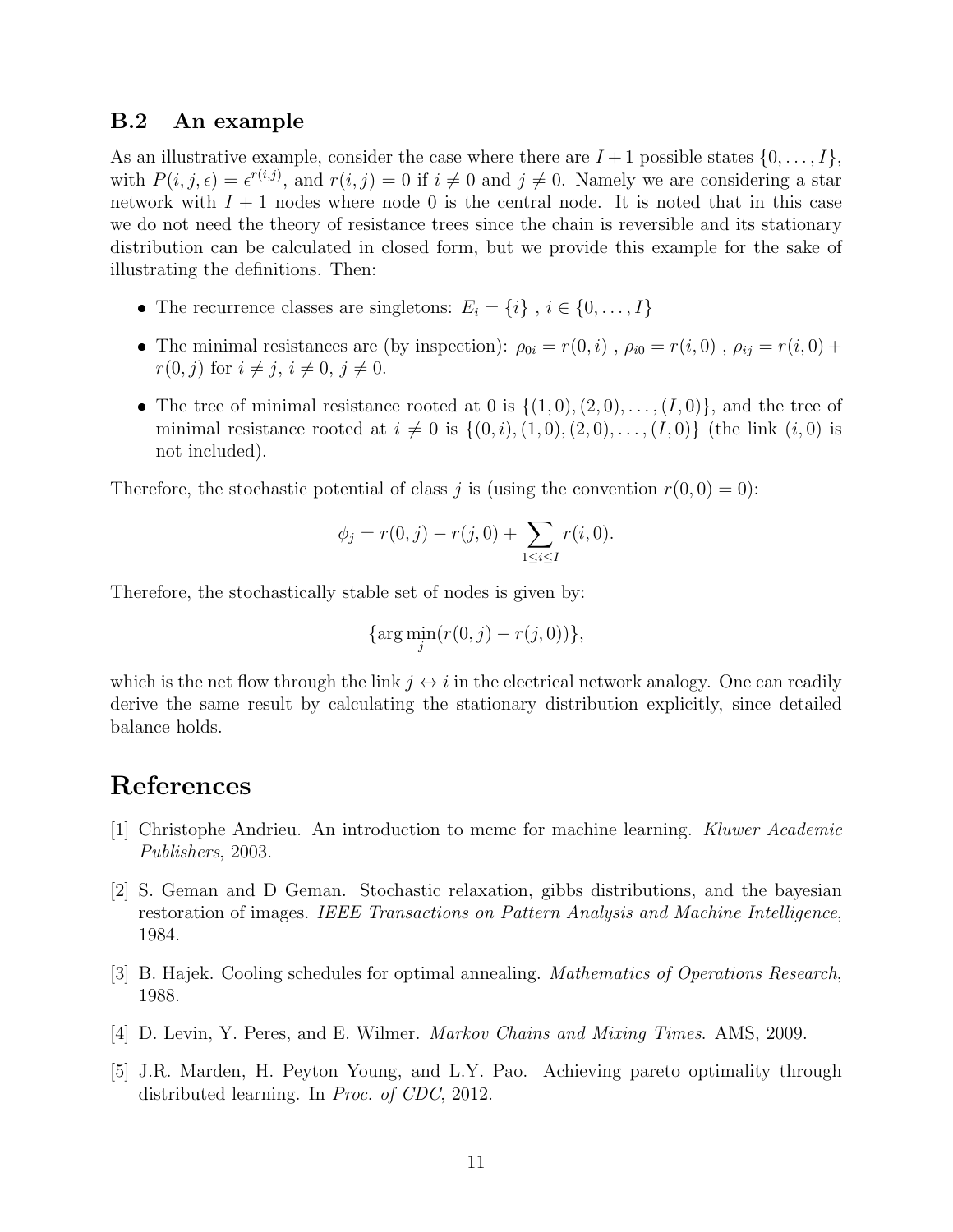### B.2 An example

As an illustrative example, consider the case where there are $I+1$ possible states $\{0, \dots, I\}$, with $P(i,j,\epsilon) = \epsilon^{r(i,j)}$, and $r(i,j) = 0$ if $i \neq 0$ and $j \neq 0$. Namely we are considering a star network with $I+1$ nodes where node 0 is the central node. It is noted that in this case we do not need the theory of resistance trees since the chain is reversible and its stationary distribution can be calculated in closed form, but we provide this example for the sake of illustrating the definitions. Then:

- The recurrence classes are singletons: $E_i = \{i\}$ , $i \in \{0, \dots, I\}$
- The minimal resistances are (by inspection): $\rho_{0i} = r(0,i)$ , $\rho_{i0} = r(i,0)$ , $\rho_{ij} = r(i,0) + r(0,j)$ for $i \neq j$, $i \neq 0$, $j \neq 0$.
- The tree of minimal resistance rooted at 0 is $\{(1,0),(2,0),\dots,(I,0)\}$, and the tree of minimal resistance rooted at $i \neq 0$ is $\{(0,i),(1,0),(2,0),\dots,(I,0)\}$ (the link $(i,0)$ is not included).

Therefore, the stochastic potential of class $j$ is (using the convention $r(0,0) = 0$):

$$\phi_j = r(0,j) - r(j,0) + \sum_{1 \leq i \leq I} r(i,0).$$

Therefore, the stochastically stable set of nodes is given by:

$$\{\arg\min_j (r(0,j) - r(j,0))\},$$

which is the net flow through the link $j \leftrightarrow i$ in the electrical network analogy. One can readily derive the same result by calculating the stationary distribution explicitly, since detailed balance holds.

# References

[1] Christophe Andrieu. An introduction to mcmc for machine learning. *Kluwer Academic Publishers*, 2003.

[2] S. Geman and D Geman. Stochastic relaxation, gibbs distributions, and the bayesian restoration of images. *IEEE Transactions on Pattern Analysis and Machine Intelligence*, 1984.

[3] B. Hajek. Cooling schedules for optimal annealing. *Mathematics of Operations Research*, 1988.

[4] D. Levin, Y. Peres, and E. Wilmer. *Markov Chains and Mixing Times*. AMS, 2009.

[5] J.R. Marden, H. Peyton Young, and L.Y. Pao. Achieving pareto optimality through distributed learning. In *Proc. of CDC*, 2012.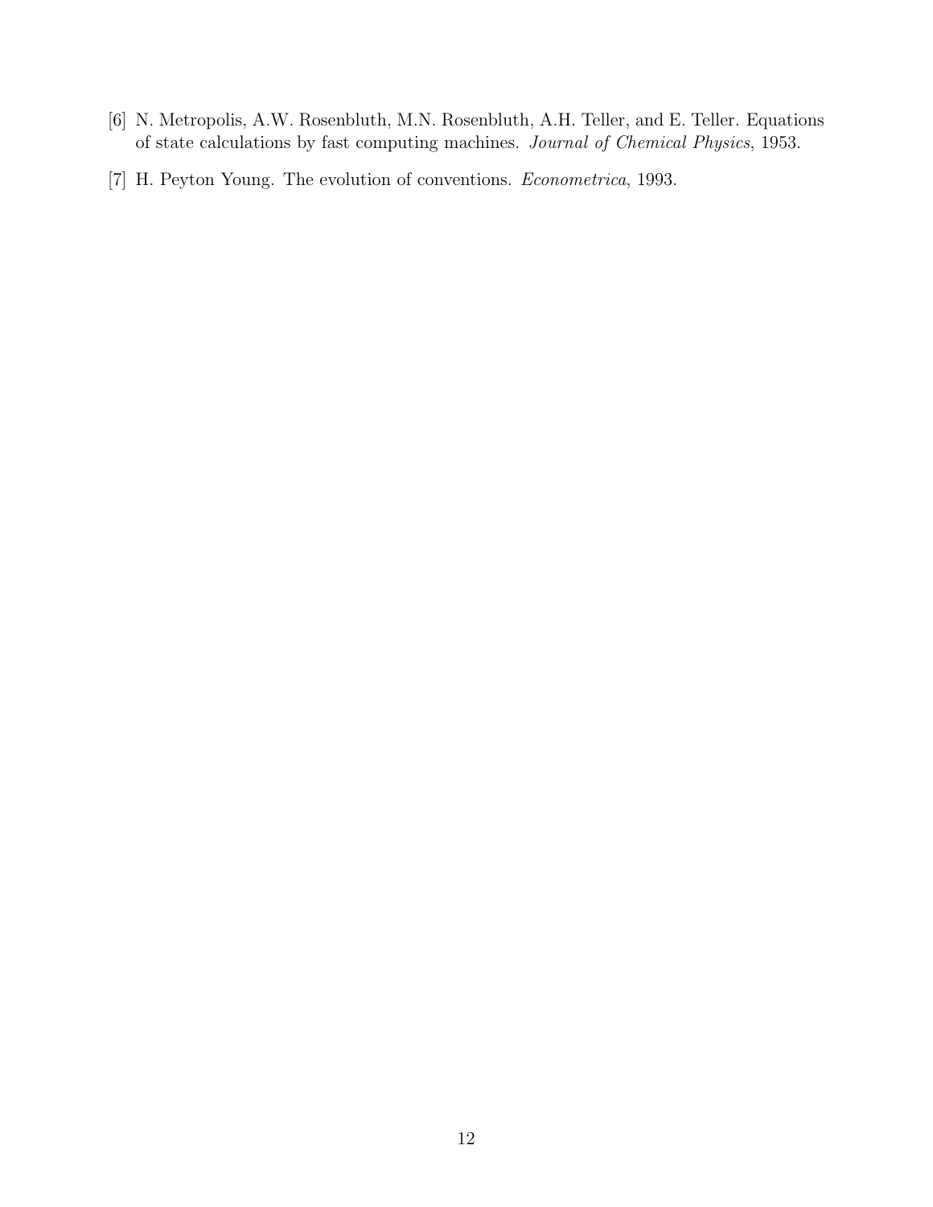[6] N. Metropolis, A.W. Rosenbluth, M.N. Rosenbluth, A.H. Teller, and E. Teller. Equations of state calculations by fast computing machines. *Journal of Chemical Physics*, 1953.

[7] H. Peyton Young. The evolution of conventions. *Econometrica*, 1993.